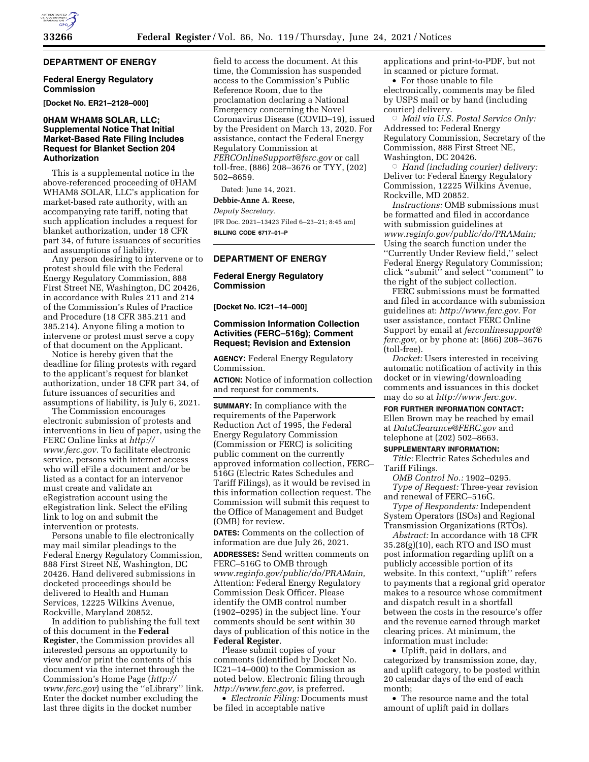## DEPARTMENT OF ENERGY

### Federal Energy Regulatory Commission

**[Docket No. ER21–2128–000]**

### 0HAM WHAM8 SOLAR, LLC; Supplemental Notice That Initial Market-Based Rate Filing Includes Request for Blanket Section 204 Authorization

This is a supplemental notice in the above-referenced proceeding of 0HAM WHAM8 SOLAR, LLC's application for market-based rate authority, with an accompanying rate tariff, noting that such application includes a request for blanket authorization, under 18 CFR part 34, of future issuances of securities and assumptions of liability.

Any person desiring to intervene or to protest should file with the Federal Energy Regulatory Commission, 888 First Street NE, Washington, DC 20426, in accordance with Rules 211 and 214 of the Commission's Rules of Practice and Procedure (18 CFR 385.211 and 385.214). Anyone filing a motion to intervene or protest must serve a copy of that document on the Applicant.

Notice is hereby given that the deadline for filing protests with regard to the applicant's request for blanket authorization, under 18 CFR part 34, of future issuances of securities and assumptions of liability, is July 6, 2021.

The Commission encourages electronic submission of protests and interventions in lieu of paper, using the FERC Online links at *http://www.ferc.gov.* To facilitate electronic service, persons with internet access who will eFile a document and/or be listed as a contact for an intervenor must create and validate an eRegistration account using the eRegistration link. Select the eFiling link to log on and submit the intervention or protests.

Persons unable to file electronically may mail similar pleadings to the Federal Energy Regulatory Commission, 888 First Street NE, Washington, DC 20426. Hand delivered submissions in docketed proceedings should be delivered to Health and Human Services, 12225 Wilkins Avenue, Rockville, Maryland 20852.

In addition to publishing the full text of this document in the **Federal Register**, the Commission provides all interested persons an opportunity to view and/or print the contents of this document via the internet through the Commission's Home Page (*http://www.ferc.gov*) using the ''eLibrary'' link. Enter the docket number excluding the last three digits in the docket number field to access the document. At this time, the Commission has suspended access to the Commission's Public Reference Room, due to the proclamation declaring a National Emergency concerning the Novel Coronavirus Disease (COVID–19), issued by the President on March 13, 2020. For assistance, contact the Federal Energy Regulatory Commission at *FERCOnlineSupport@ferc.gov* or call toll-free, (886) 208–3676 or TYY, (202) 502–8659.

Dated: June 14, 2021.

**Debbie-Anne A. Reese,**

*Deputy Secretary.*

[FR Doc. 2021–13423 Filed 6–23–21; 8:45 am]

**BILLING CODE 6717–01–P**

---

## DEPARTMENT OF ENERGY

### Federal Energy Regulatory Commission

**[Docket No. IC21–14–000]**

### Commission Information Collection Activities (FERC–516g); Comment Request; Revision and Extension

**AGENCY:** Federal Energy Regulatory Commission.

**ACTION:** Notice of information collection and request for comments.

**SUMMARY:** In compliance with the requirements of the Paperwork Reduction Act of 1995, the Federal Energy Regulatory Commission (Commission or FERC) is soliciting public comment on the currently approved information collection, FERC–516G (Electric Rates Schedules and Tariff Filings), as it would be revised in this information collection request. The Commission will submit this request to the Office of Management and Budget (OMB) for review.

**DATES:** Comments on the collection of information are due July 26, 2021.

**ADDRESSES:** Send written comments on FERC–516G to OMB through *www.reginfo.gov/public/do/PRAMain,* Attention: Federal Energy Regulatory Commission Desk Officer. Please identify the OMB control number (1902–0295) in the subject line. Your comments should be sent within 30 days of publication of this notice in the **Federal Register**.

Please submit copies of your comments (identified by Docket No. IC21–14–000) to the Commission as noted below. Electronic filing through *http://www.ferc.gov,* is preferred.

- *Electronic Filing:* Documents must be filed in acceptable native applications and print-to-PDF, but not in scanned or picture format.
- For those unable to file electronically, comments may be filed by USPS mail or by hand (including courier) delivery.
  - *Mail via U.S. Postal Service Only:* Addressed to: Federal Energy Regulatory Commission, Secretary of the Commission, 888 First Street NE, Washington, DC 20426.
  - *Hand (including courier) delivery:* Deliver to: Federal Energy Regulatory Commission, 12225 Wilkins Avenue, Rockville, MD 20852.

*Instructions:* OMB submissions must be formatted and filed in accordance with submission guidelines at *www.reginfo.gov/public/do/PRAMain;* Using the search function under the ''Currently Under Review field,'' select Federal Energy Regulatory Commission; click ''submit'' and select ''comment'' to the right of the subject collection.

FERC submissions must be formatted and filed in accordance with submission guidelines at: *http://www.ferc.gov.* For user assistance, contact FERC Online Support by email at *ferconlinesupport@ferc.gov,* or by phone at: (866) 208–3676 (toll-free).

*Docket:* Users interested in receiving automatic notification of activity in this docket or in viewing/downloading comments and issuances in this docket may do so at *http://www.ferc.gov.*

**FOR FURTHER INFORMATION CONTACT:** Ellen Brown may be reached by email at *DataClearance@FERC.gov* and telephone at (202) 502–8663.

**SUPPLEMENTARY INFORMATION:**

*Title:* Electric Rates Schedules and Tariff Filings.

*OMB Control No.:* 1902–0295.

*Type of Request:* Three-year revision and renewal of FERC–516G.

*Type of Respondents:* Independent System Operators (ISOs) and Regional Transmission Organizations (RTOs).

*Abstract:* In accordance with 18 CFR 35.28(g)(10), each RTO and ISO must post information regarding uplift on a publicly accessible portion of its website. In this context, ''uplift'' refers to payments that a regional grid operator makes to a resource whose commitment and dispatch result in a shortfall between the costs in the resource's offer and the revenue earned through market clearing prices. At minimum, the information must include:

- Uplift, paid in dollars, and categorized by transmission zone, day, and uplift category, to be posted within 20 calendar days of the end of each month;
- The resource name and the total amount of uplift paid in dollars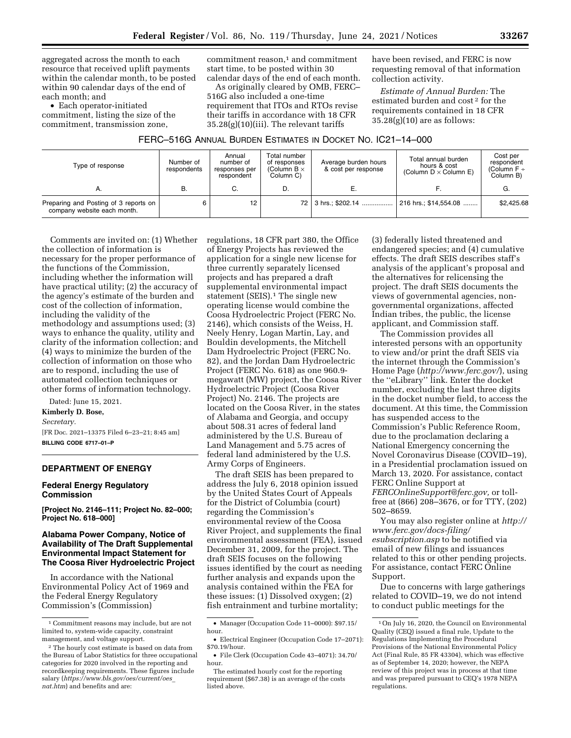aggregated across the month to each resource that received uplift payments within the calendar month, to be posted within 90 calendar days of the end of each month; and

• Each operator-initiated commitment, listing the size of the commitment, transmission zone, commitment reason,[1] and commitment start time, to be posted within 30 calendar days of the end of each month.

As originally cleared by OMB, FERC–516G also included a one-time requirement that ITOs and RTOs revise their tariffs in accordance with 18 CFR 35.28(g)(10)(iii). The relevant tariffs have been revised, and FERC is now requesting removal of that information collection activity.

*Estimate of Annual Burden:* The estimated burden and cost[2] for the requirements contained in 18 CFR 35.28(g)(10) are as follows:

FERC–516G ANNUAL BURDEN ESTIMATES IN DOCKET NO. IC21–14–000

| Type of response | Number of respondents | Annual number of responses per respondent | Total number of responses (Column B × Column C) | Average burden hours & cost per response | Total annual burden hours & cost (Column D × Column E) | Cost per respondent (Column F ÷ Column B) |
|---|---|---|---|---|---|---|
| A. | B. | C. | D. | E. | F. | G. |
| Preparing and Posting of 3 reports on company website each month. | 6 | 12 | 72 | 3 hrs.; $202.14 | 216 hrs.; $14,554.08 | $2,425.68 |

Comments are invited on: (1) Whether the collection of information is necessary for the proper performance of the functions of the Commission, including whether the information will have practical utility; (2) the accuracy of the agency's estimate of the burden and cost of the collection of information, including the validity of the methodology and assumptions used; (3) ways to enhance the quality, utility and clarity of the information collection; and (4) ways to minimize the burden of the collection of information on those who are to respond, including the use of automated collection techniques or other forms of information technology.

Dated: June 15, 2021.

**Kimberly D. Bose,**

*Secretary.*

[FR Doc. 2021–13375 Filed 6–23–21; 8:45 am]

**BILLING CODE 6717–01–P**

[1] Commitment reasons may include, but are not limited to, system-wide capacity, constraint management, and voltage support.

[2] The hourly cost estimate is based on data from the Bureau of Labor Statistics for three occupational categories for 2020 involved in the reporting and recordkeeping requirements. These figures include salary (*https://www.bls.gov/oes/current/oes_nat.htm*) and benefits and are:

• Manager (Occupation Code 11–0000): $97.15/hour.

• Electrical Engineer (Occupation Code 17–2071): $70.19/hour.

• File Clerk (Occupation Code 43–4071): 34.70/hour.

The estimated hourly cost for the reporting requirement ($67.38) is an average of the costs listed above.

## DEPARTMENT OF ENERGY

### Federal Energy Regulatory Commission

**[Project No. 2146–111; Project No. 82–000; Project No. 618–000]**

### Alabama Power Company, Notice of Availability of The Draft Supplemental Environmental Impact Statement for The Coosa River Hydroelectric Project

In accordance with the National Environmental Policy Act of 1969 and the Federal Energy Regulatory Commission's (Commission) regulations, 18 CFR part 380, the Office of Energy Projects has reviewed the application for a single new license for three currently separately licensed projects and has prepared a draft supplemental environmental impact statement (SEIS).[1] The single new operating license would combine the Coosa Hydroelectric Project (FERC No. 2146), which consists of the Weiss, H. Neely Henry, Logan Martin, Lay, and Bouldin developments, the Mitchell Dam Hydroelectric Project (FERC No. 82), and the Jordan Dam Hydroelectric Project (FERC No. 618) as one 960.9-megawatt (MW) project, the Coosa River Hydroelectric Project (Coosa River Project) No. 2146. The projects are located on the Coosa River, in the states of Alabama and Georgia, and occupy about 508.31 acres of federal land administered by the U.S. Bureau of Land Management and 5.75 acres of federal land administered by the U.S. Army Corps of Engineers.

The draft SEIS has been prepared to address the July 6, 2018 opinion issued by the United States Court of Appeals for the District of Columbia (court) regarding the Commission's environmental review of the Coosa River Project, and supplements the final environmental assessment (FEA), issued December 31, 2009, for the project. The draft SEIS focuses on the following issues identified by the court as needing further analysis and expands upon the analysis contained within the FEA for these issues: (1) Dissolved oxygen; (2) fish entrainment and turbine mortality; (3) federally listed threatened and endangered species; and (4) cumulative effects. The draft SEIS describes staff's analysis of the applicant's proposal and the alternatives for relicensing the project. The draft SEIS documents the views of governmental agencies, non-governmental organizations, affected Indian tribes, the public, the license applicant, and Commission staff.

The Commission provides all interested persons with an opportunity to view and/or print the draft SEIS via the internet through the Commission's Home Page (*http://www.ferc.gov/*), using the ''eLibrary'' link. Enter the docket number, excluding the last three digits in the docket number field, to access the document. At this time, the Commission has suspended access to the Commission's Public Reference Room, due to the proclamation declaring a National Emergency concerning the Novel Coronavirus Disease (COVID–19), in a Presidential proclamation issued on March 13, 2020. For assistance, contact FERC Online Support at *FERCOnlineSupport@ferc.gov,* or toll-free at (866) 208–3676, or for TTY, (202) 502–8659.

You may also register online at *http://www.ferc.gov/docs-filing/esubscription.asp* to be notified via email of new filings and issuances related to this or other pending projects. For assistance, contact FERC Online Support.

Due to concerns with large gatherings related to COVID–19, we do not intend to conduct public meetings for the

[1] On July 16, 2020, the Council on Environmental Quality (CEQ) issued a final rule, Update to the Regulations Implementing the Procedural Provisions of the National Environmental Policy Act (Final Rule, 85 FR 43304), which was effective as of September 14, 2020; however, the NEPA review of this project was in process at that time and was prepared pursuant to CEQ's 1978 NEPA regulations.